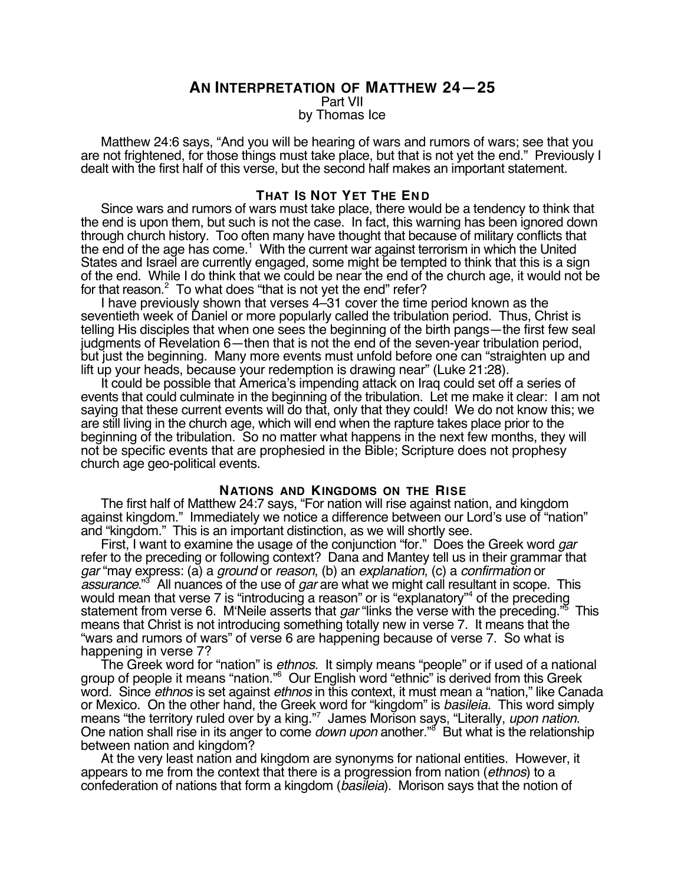# AN INTERPRETATION OF MATTHEW 24—25

Part VII

by Thomas Ice

Matthew 24:6 says, "And you will be hearing of wars and rumors of wars; see that you are not frightened, for those things must take place, but that is not yet the end." Previously I dealt with the first half of this verse, but the second half makes an important statement.

## THAT IS NOT YET THE END

Since wars and rumors of wars must take place, there would be a tendency to think that the end is upon them, but such is not the case. In fact, this warning has been ignored down through church history. Too often many have thought that because of military conflicts that the end of the age has come.[1] With the current war against terrorism in which the United States and Israel are currently engaged, some might be tempted to think that this is a sign of the end. While I do think that we could be near the end of the church age, it would not be for that reason.[2] To what does "that is not yet the end" refer?

I have previously shown that verses 4–31 cover the time period known as the seventieth week of Daniel or more popularly called the tribulation period. Thus, Christ is telling His disciples that when one sees the beginning of the birth pangs—the first few seal judgments of Revelation 6—then that is not the end of the seven-year tribulation period, but just the beginning. Many more events must unfold before one can "straighten up and lift up your heads, because your redemption is drawing near" (Luke 21:28).

It could be possible that America's impending attack on Iraq could set off a series of events that could culminate in the beginning of the tribulation. Let me make it clear: I am not saying that these current events will do that, only that they could! We do not know this; we are still living in the church age, which will end when the rapture takes place prior to the beginning of the tribulation. So no matter what happens in the next few months, they will not be specific events that are prophesied in the Bible; Scripture does not prophesy church age geo-political events.

## NATIONS AND KINGDOMS ON THE RISE

The first half of Matthew 24:7 says, "For nation will rise against nation, and kingdom against kingdom." Immediately we notice a difference between our Lord's use of "nation" and "kingdom." This is an important distinction, as we will shortly see.

First, I want to examine the usage of the conjunction "for." Does the Greek word *gar* refer to the preceding or following context? Dana and Mantey tell us in their grammar that *gar* "may express: (a) a *ground* or *reason*, (b) an *explanation*, (c) a *confirmation* or *assurance*."[3] All nuances of the use of *gar* are what we might call resultant in scope. This would mean that verse 7 is "introducing a reason" or is "explanatory"[4] of the preceding statement from verse 6. M'Neile asserts that *gar* "links the verse with the preceding."[5] This means that Christ is not introducing something totally new in verse 7. It means that the "wars and rumors of wars" of verse 6 are happening because of verse 7. So what is happening in verse 7?

The Greek word for "nation" is *ethnos*. It simply means "people" or if used of a national group of people it means "nation."[6] Our English word "ethnic" is derived from this Greek word. Since *ethnos* is set against *ethnos* in this context, it must mean a "nation," like Canada or Mexico. On the other hand, the Greek word for "kingdom" is *basileia*. This word simply means "the territory ruled over by a king."[7] James Morison says, "Literally, *upon nation*. One nation shall rise in its anger to come *down upon* another."[8] But what is the relationship between nation and kingdom?

At the very least nation and kingdom are synonyms for national entities. However, it appears to me from the context that there is a progression from nation (*ethnos*) to a confederation of nations that form a kingdom (*basileia*). Morison says that the notion of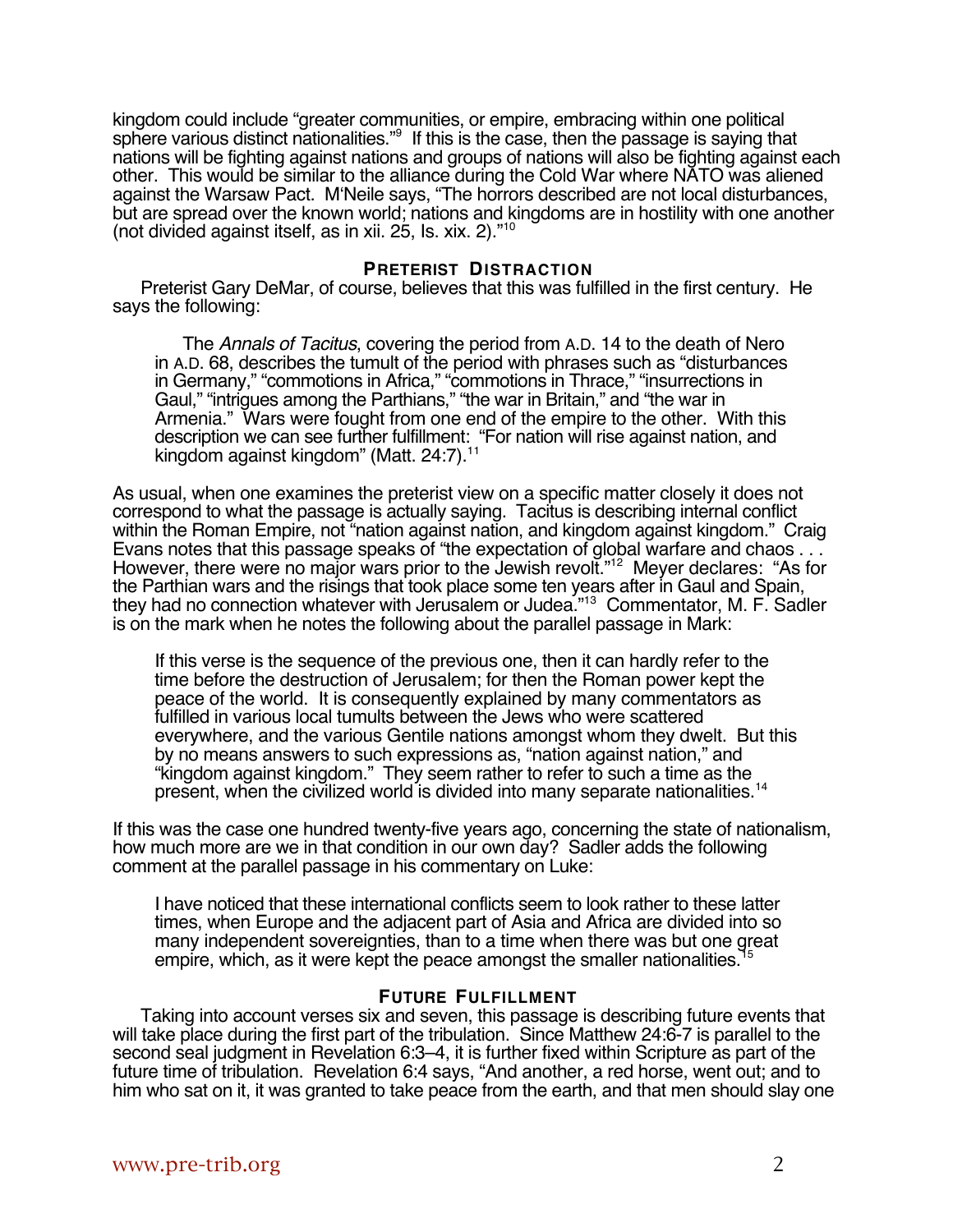kingdom could include "greater communities, or empire, embracing within one political sphere various distinct nationalities."[9] If this is the case, then the passage is saying that nations will be fighting against nations and groups of nations will also be fighting against each other. This would be similar to the alliance during the Cold War where NATO was aliened against the Warsaw Pact. M'Neile says, "The horrors described are not local disturbances, but are spread over the known world; nations and kingdoms are in hostility with one another (not divided against itself, as in xii. 25, Is. xix. 2)."[10]

### PRETERIST DISTRACTION

Preterist Gary DeMar, of course, believes that this was fulfilled in the first century. He says the following:

> The *Annals of Tacitus*, covering the period from A.D. 14 to the death of Nero in A.D. 68, describes the tumult of the period with phrases such as "disturbances in Germany," "commotions in Africa," "commotions in Thrace," "insurrections in Gaul," "intrigues among the Parthians," "the war in Britain," and "the war in Armenia." Wars were fought from one end of the empire to the other. With this description we can see further fulfillment: "For nation will rise against nation, and kingdom against kingdom" (Matt. 24:7).[11]

As usual, when one examines the preterist view on a specific matter closely it does not correspond to what the passage is actually saying. Tacitus is describing internal conflict within the Roman Empire, not "nation against nation, and kingdom against kingdom." Craig Evans notes that this passage speaks of "the expectation of global warfare and chaos . . . However, there were no major wars prior to the Jewish revolt."[12] Meyer declares: "As for the Parthian wars and the risings that took place some ten years after in Gaul and Spain, they had no connection whatever with Jerusalem or Judea."[13] Commentator, M. F. Sadler is on the mark when he notes the following about the parallel passage in Mark:

> If this verse is the sequence of the previous one, then it can hardly refer to the time before the destruction of Jerusalem; for then the Roman power kept the peace of the world. It is consequently explained by many commentators as fulfilled in various local tumults between the Jews who were scattered everywhere, and the various Gentile nations amongst whom they dwelt. But this by no means answers to such expressions as, "nation against nation," and "kingdom against kingdom." They seem rather to refer to such a time as the present, when the civilized world is divided into many separate nationalities.[14]

If this was the case one hundred twenty-five years ago, concerning the state of nationalism, how much more are we in that condition in our own day? Sadler adds the following comment at the parallel passage in his commentary on Luke:

> I have noticed that these international conflicts seem to look rather to these latter times, when Europe and the adjacent part of Asia and Africa are divided into so many independent sovereignties, than to a time when there was but one great empire, which, as it were kept the peace amongst the smaller nationalities.[15]

### FUTURE FULFILLMENT

Taking into account verses six and seven, this passage is describing future events that will take place during the first part of the tribulation. Since Matthew 24:6-7 is parallel to the second seal judgment in Revelation 6:3–4, it is further fixed within Scripture as part of the future time of tribulation. Revelation 6:4 says, "And another, a red horse, went out; and to him who sat on it, it was granted to take peace from the earth, and that men should slay one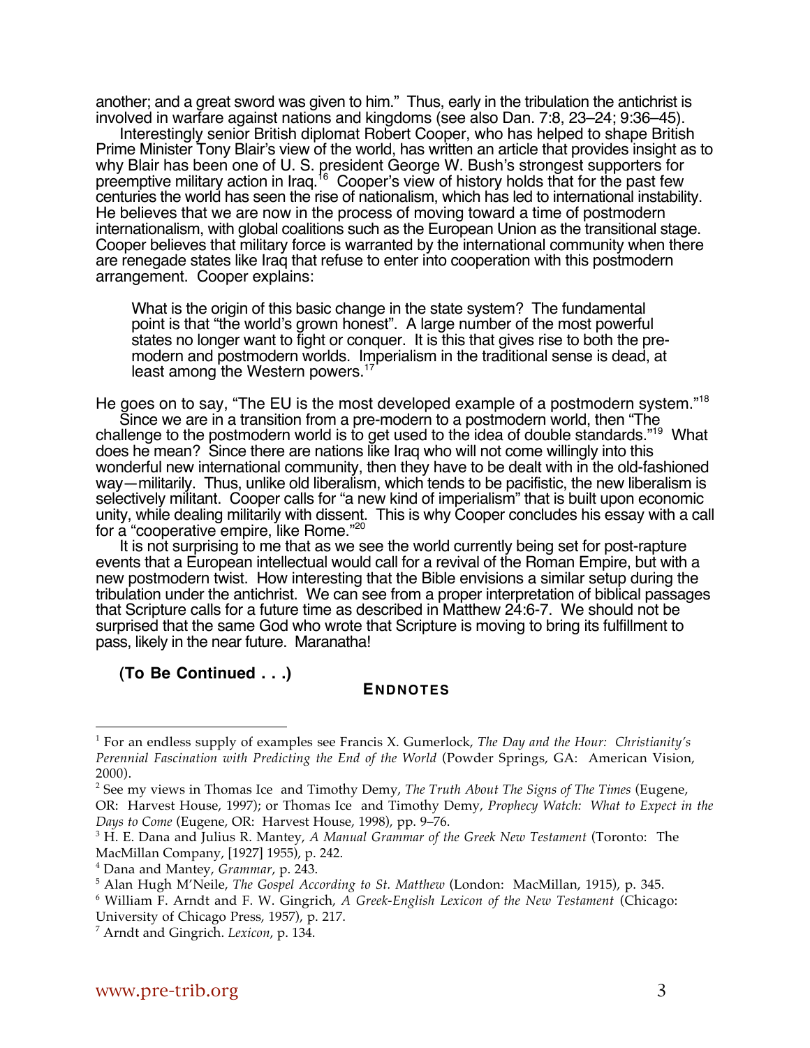another; and a great sword was given to him." Thus, early in the tribulation the antichrist is involved in warfare against nations and kingdoms (see also Dan. 7:8, 23–24; 9:36–45).

Interestingly senior British diplomat Robert Cooper, who has helped to shape British Prime Minister Tony Blair's view of the world, has written an article that provides insight as to why Blair has been one of U. S. president George W. Bush's strongest supporters for preemptive military action in Iraq.[16] Cooper's view of history holds that for the past few centuries the world has seen the rise of nationalism, which has led to international instability. He believes that we are now in the process of moving toward a time of postmodern internationalism, with global coalitions such as the European Union as the transitional stage. Cooper believes that military force is warranted by the international community when there are renegade states like Iraq that refuse to enter into cooperation with this postmodern arrangement. Cooper explains:

> What is the origin of this basic change in the state system? The fundamental point is that "the world's grown honest". A large number of the most powerful states no longer want to fight or conquer. It is this that gives rise to both the pre-modern and postmodern worlds. Imperialism in the traditional sense is dead, at least among the Western powers.[17]

He goes on to say, "The EU is the most developed example of a postmodern system."[18]

Since we are in a transition from a pre-modern to a postmodern world, then "The challenge to the postmodern world is to get used to the idea of double standards."[19] What does he mean? Since there are nations like Iraq who will not come willingly into this wonderful new international community, then they have to be dealt with in the old-fashioned way—militarily. Thus, unlike old liberalism, which tends to be pacifistic, the new liberalism is selectively militant. Cooper calls for "a new kind of imperialism" that is built upon economic unity, while dealing militarily with dissent. This is why Cooper concludes his essay with a call for a "cooperative empire, like Rome."[20]

It is not surprising to me that as we see the world currently being set for post-rapture events that a European intellectual would call for a revival of the Roman Empire, but with a new postmodern twist. How interesting that the Bible envisions a similar setup during the tribulation under the antichrist. We can see from a proper interpretation of biblical passages that Scripture calls for a future time as described in Matthew 24:6-7. We should not be surprised that the same God who wrote that Scripture is moving to bring its fulfillment to pass, likely in the near future. Maranatha!

**(To Be Continued . . .)**

## ENDNOTES

[1] For an endless supply of examples see Francis X. Gumerlock, *The Day and the Hour: Christianity's Perennial Fascination with Predicting the End of the World* (Powder Springs, GA: American Vision, 2000).

[2] See my views in Thomas Ice and Timothy Demy, *The Truth About The Signs of The Times* (Eugene, OR: Harvest House, 1997); or Thomas Ice and Timothy Demy, *Prophecy Watch: What to Expect in the Days to Come* (Eugene, OR: Harvest House, 1998), pp. 9–76.

[3] H. E. Dana and Julius R. Mantey, *A Manual Grammar of the Greek New Testament* (Toronto: The MacMillan Company, [1927] 1955), p. 242.

[4] Dana and Mantey, *Grammar*, p. 243.

[5] Alan Hugh M'Neile, *The Gospel According to St. Matthew* (London: MacMillan, 1915), p. 345.

[6] William F. Arndt and F. W. Gingrich, *A Greek-English Lexicon of the New Testament* (Chicago: University of Chicago Press, 1957), p. 217.

[7] Arndt and Gingrich. *Lexicon*, p. 134.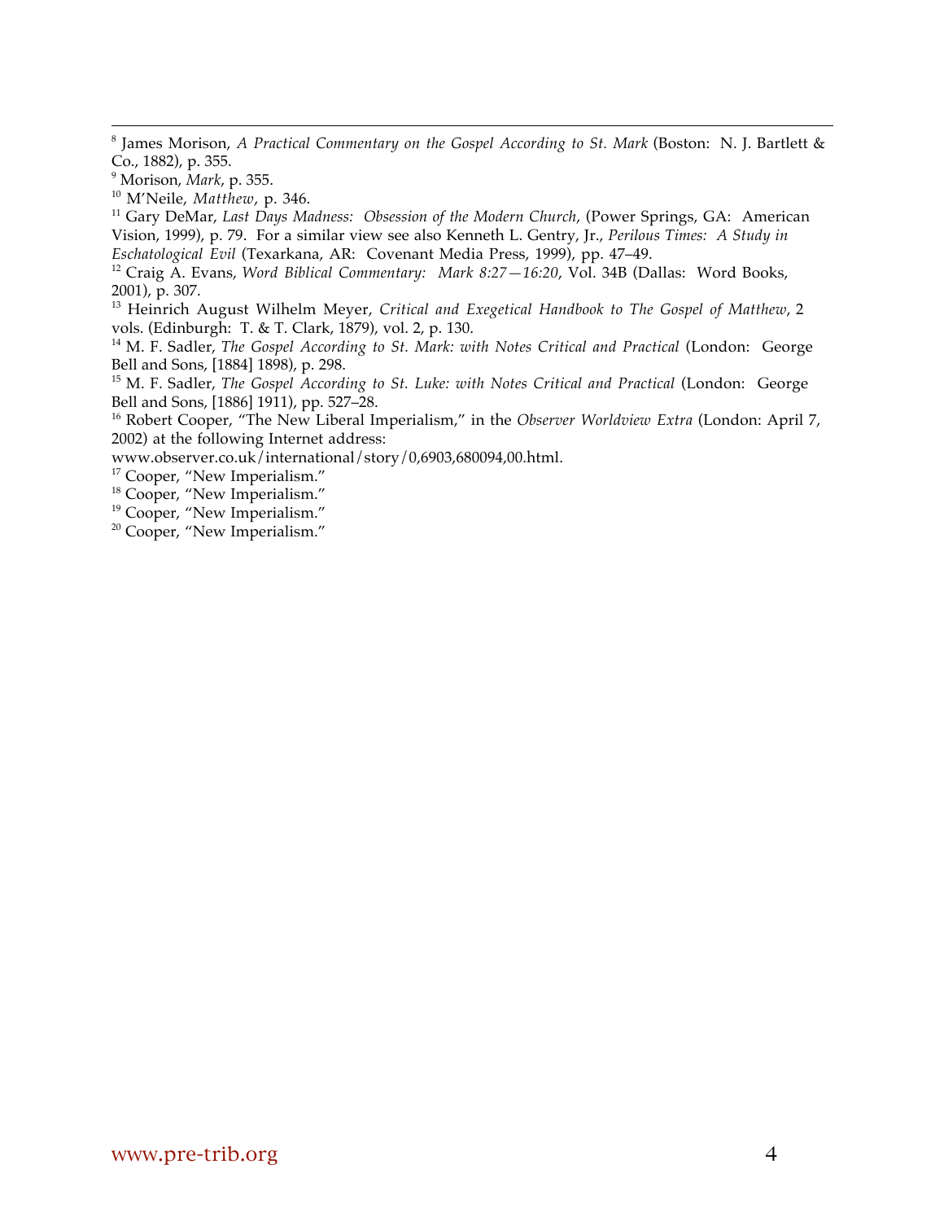[8] James Morison, *A Practical Commentary on the Gospel According to St. Mark* (Boston: N. J. Bartlett & Co., 1882), p. 355.

[9] Morison, *Mark*, p. 355.

[10] M'Neile, *Matthew*, p. 346.

[11] Gary DeMar, *Last Days Madness: Obsession of the Modern Church*, (Power Springs, GA: American Vision, 1999), p. 79. For a similar view see also Kenneth L. Gentry, Jr., *Perilous Times: A Study in Eschatological Evil* (Texarkana, AR: Covenant Media Press, 1999), pp. 47–49.

[12] Craig A. Evans, *Word Biblical Commentary: Mark 8:27—16:20*, Vol. 34B (Dallas: Word Books, 2001), p. 307.

[13] Heinrich August Wilhelm Meyer, *Critical and Exegetical Handbook to The Gospel of Matthew*, 2 vols. (Edinburgh: T. & T. Clark, 1879), vol. 2, p. 130.

[14] M. F. Sadler, *The Gospel According to St. Mark: with Notes Critical and Practical* (London: George Bell and Sons, [1884] 1898), p. 298.

[15] M. F. Sadler, *The Gospel According to St. Luke: with Notes Critical and Practical* (London: George Bell and Sons, [1886] 1911), pp. 527–28.

[16] Robert Cooper, "The New Liberal Imperialism," in the *Observer Worldview Extra* (London: April 7, 2002) at the following Internet address:
www.observer.co.uk/international/story/0,6903,680094,00.html.

[17] Cooper, "New Imperialism."

[18] Cooper, "New Imperialism."

[19] Cooper, "New Imperialism."

[20] Cooper, "New Imperialism."